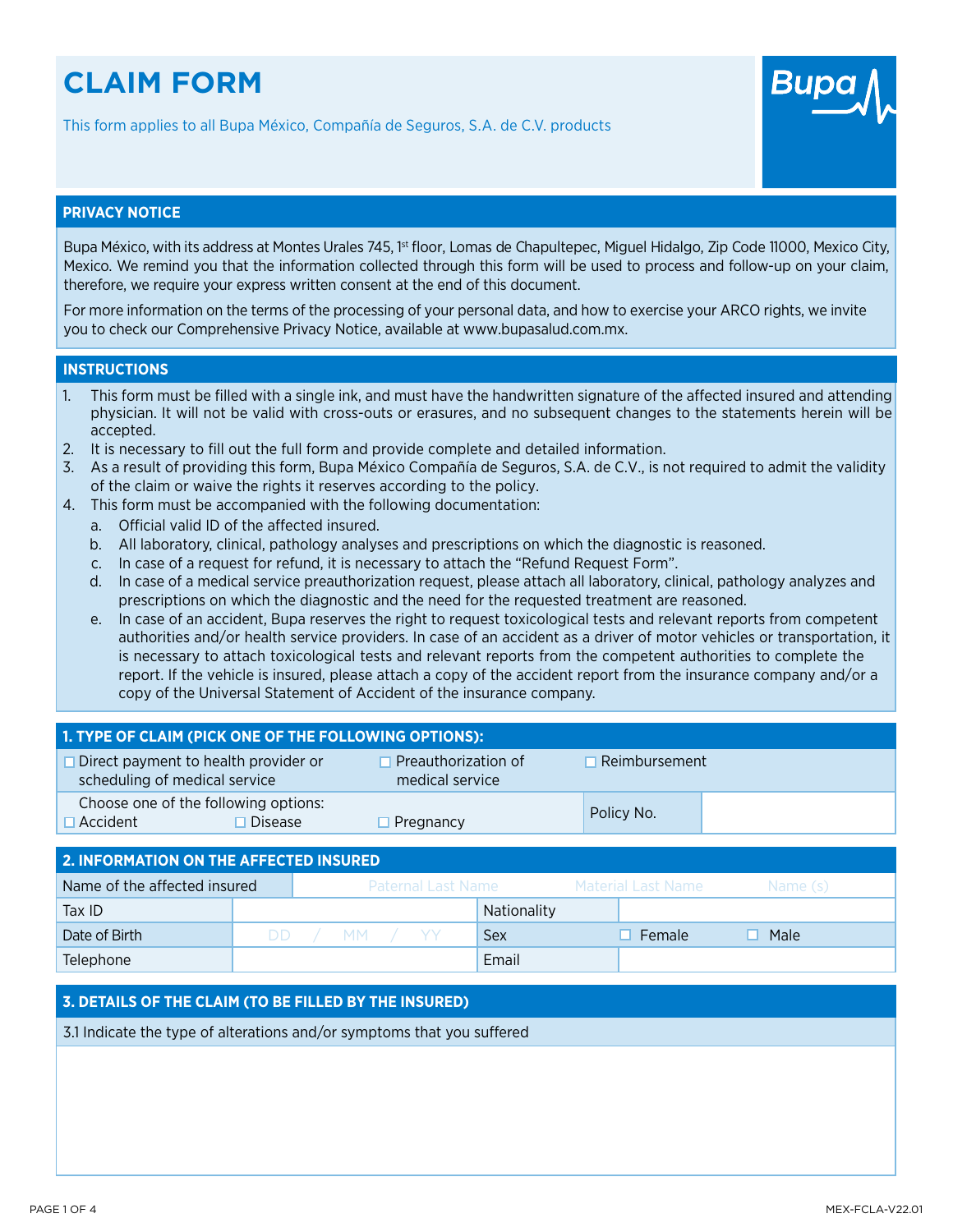# CLAIM FORM

This form applies to all Bupa México, Compañía de Seguros, S.A. de C.V. products

## PRIVACY NOTICE

Bupa México, with its address at Montes Urales 745, 1st floor, Lomas de Chapultepec, Miguel Hidalgo, Zip Code 11000, Mexico City, Mexico. We remind you that the information collected through this form will be used to process and follow-up on your claim, therefore, we require your express written consent at the end of this document.

For more information on the terms of the processing of your personal data, and how to exercise your ARCO rights, we invite you to check our Comprehensive Privacy Notice, available at www.bupasalud.com.mx.

## INSTRUCTIONS

1. This form must be filled with a single ink, and must have the handwritten signature of the affected insured and attending physician. It will not be valid with cross-outs or erasures, and no subsequent changes to the statements herein will be accepted.
2. It is necessary to fill out the full form and provide complete and detailed information.
3. As a result of providing this form, Bupa México Compañía de Seguros, S.A. de C.V., is not required to admit the validity of the claim or waive the rights it reserves according to the policy.
4. This form must be accompanied with the following documentation:
   a. Official valid ID of the affected insured.
   b. All laboratory, clinical, pathology analyses and prescriptions on which the diagnostic is reasoned.
   c. In case of a request for refund, it is necessary to attach the "Refund Request Form".
   d. In case of a medical service preauthorization request, please attach all laboratory, clinical, pathology analyzes and prescriptions on which the diagnostic and the need for the requested treatment are reasoned.
   e. In case of an accident, Bupa reserves the right to request toxicological tests and relevant reports from competent authorities and/or health service providers. In case of an accident as a driver of motor vehicles or transportation, it is necessary to attach toxicological tests and relevant reports from the competent authorities to complete the report. If the vehicle is insured, please attach a copy of the accident report from the insurance company and/or a copy of the Universal Statement of Accident of the insurance company.

## 1. TYPE OF CLAIM (PICK ONE OF THE FOLLOWING OPTIONS):

| | | | |
|---|---|---|---|
| ☐ Direct payment to health provider or scheduling of medical service | ☐ Preauthorization of medical service | ☐ Reimbursement | |
| Choose one of the following options: ☐ Accident ☐ Disease | ☐ Pregnancy | Policy No. | |

## 2. INFORMATION ON THE AFFECTED INSURED

| | | | |
|---|---|---|---|
| Name of the affected insured | Paternal Last Name | Material Last Name | Name (s) |
| Tax ID | | Nationality | |
| Date of Birth | DD / MM / YY | Sex | ☐ Female ☐ Male |
| Telephone | | Email | |

## 3. DETAILS OF THE CLAIM (TO BE FILLED BY THE INSURED)

3.1 Indicate the type of alterations and/or symptoms that you suffered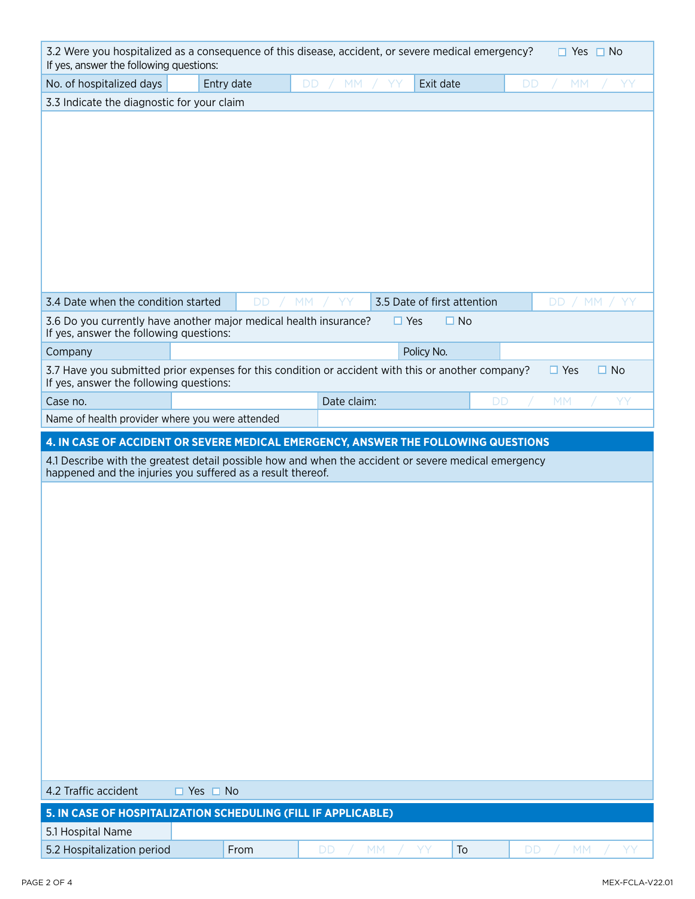3.2 Were you hospitalized as a consequence of this disease, accident, or severe medical emergency? ☐ Yes ☐ No
If yes, answer the following questions:

| No. of hospitalized days | | Entry date | DD / MM / YY | Exit date | DD / MM / YY |
|---|---|---|---|---|---|

3.3 Indicate the diagnostic for your claim

| 3.4 Date when the condition started | DD / MM / YY | 3.5 Date of first attention | DD / MM / YY |
|---|---|---|---|

3.6 Do you currently have another major medical health insurance? ☐ Yes ☐ No
If yes, answer the following questions:

| Company | | Policy No. | |
|---|---|---|---|

3.7 Have you submitted prior expenses for this condition or accident with this or another company? ☐ Yes ☐ No
If yes, answer the following questions:

| Case no. | | Date claim: | DD / MM / YY |
|---|---|---|---|
| Name of health provider where you were attended | | | |

## 4. IN CASE OF ACCIDENT OR SEVERE MEDICAL EMERGENCY, ANSWER THE FOLLOWING QUESTIONS

4.1 Describe with the greatest detail possible how and when the accident or severe medical emergency happened and the injuries you suffered as a result thereof.

4.2 Traffic accident ☐ Yes ☐ No

## 5. IN CASE OF HOSPITALIZATION SCHEDULING (FILL IF APPLICABLE)

| 5.1 Hospital Name | | | | |
|---|---|---|---|---|
| 5.2 Hospitalization period | From | DD / MM / YY | To | DD / MM / YY |

MEX-FCLA-V22.01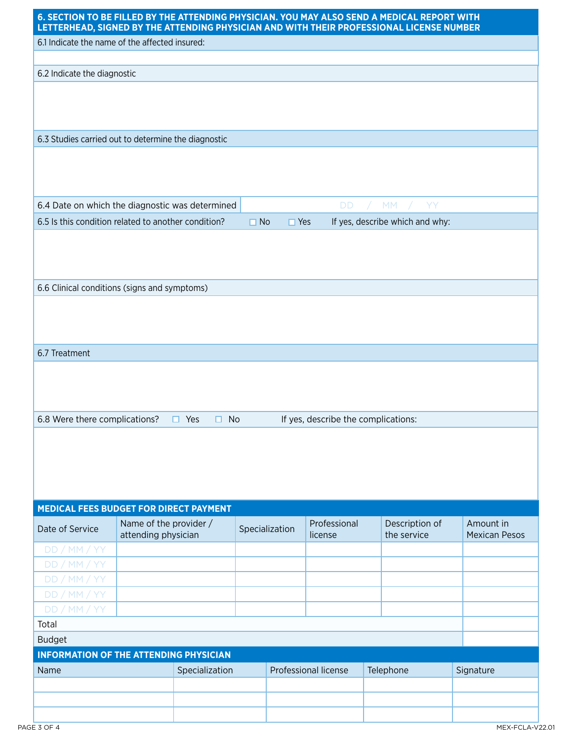## 6. SECTION TO BE FILLED BY THE ATTENDING PHYSICIAN. YOU MAY ALSO SEND A MEDICAL REPORT WITH LETTERHEAD, SIGNED BY THE ATTENDING PHYSICIAN AND WITH THEIR PROFESSIONAL LICENSE NUMBER

6.1 Indicate the name of the affected insured:

6.2 Indicate the diagnostic

6.3 Studies carried out to determine the diagnostic

6.4 Date on which the diagnostic was determined DD / MM / YY

6.5 Is this condition related to another condition? ☐ No ☐ Yes If yes, describe which and why:

6.6 Clinical conditions (signs and symptoms)

6.7 Treatment

6.8 Were there complications? ☐ Yes ☐ No If yes, describe the complications:

## MEDICAL FEES BUDGET FOR DIRECT PAYMENT

| Date of Service | Name of the provider / attending physician | Specialization | Professional license | Description of the service | Amount in Mexican Pesos |
|---|---|---|---|---|---|
| DD / MM / YY | | | | | |
| DD / MM / YY | | | | | |
| DD / MM / YY | | | | | |
| DD / MM / YY | | | | | |
| DD / MM / YY | | | | | |
| Total | | | | | |
| Budget | | | | | |

## INFORMATION OF THE ATTENDING PHYSICIAN

| Name | Specialization | Professional license | Telephone | Signature |
|---|---|---|---|---|
| | | | | |
| | | | | |
| | | | | |

MEX-FCLA-V22.01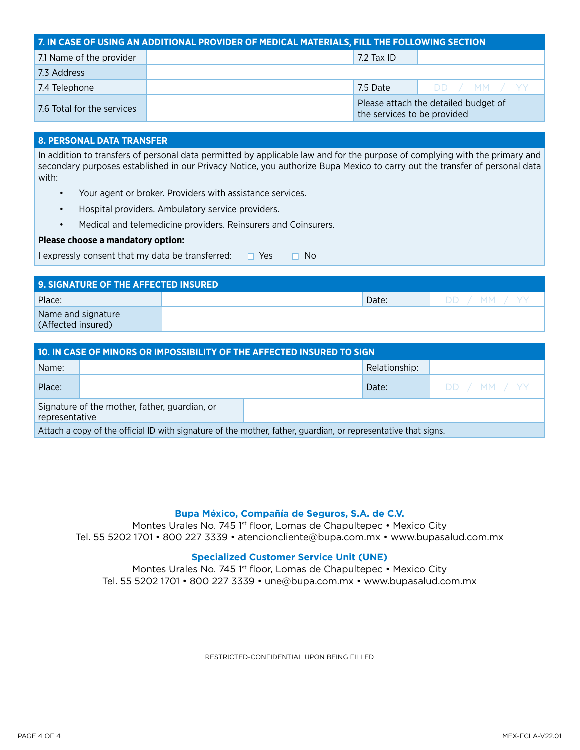## 7. IN CASE OF USING AN ADDITIONAL PROVIDER OF MEDICAL MATERIALS, FILL THE FOLLOWING SECTION

| | | | |
|---|---|---|---|
| 7.1 Name of the provider | | 7.2 Tax ID | |
| 7.3 Address | | | |
| 7.4 Telephone | | 7.5 Date | DD / MM / YY |
| 7.6 Total for the services | | Please attach the detailed budget of the services to be provided | |

## 8. PERSONAL DATA TRANSFER

In addition to transfers of personal data permitted by applicable law and for the purpose of complying with the primary and secondary purposes established in our Privacy Notice, you authorize Bupa Mexico to carry out the transfer of personal data with:

- Your agent or broker. Providers with assistance services.
- Hospital providers. Ambulatory service providers.
- Medical and telemedicine providers. Reinsurers and Coinsurers.

**Please choose a mandatory option:**

I expressly consent that my data be transferred: ☐ Yes ☐ No

## 9. SIGNATURE OF THE AFFECTED INSURED

| | | | |
|---|---|---|---|
| Place: | | Date: | DD / MM / YY |
| Name and signature (Affected insured) | | | |

## 10. IN CASE OF MINORS OR IMPOSSIBILITY OF THE AFFECTED INSURED TO SIGN

| | | | |
|---|---|---|---|
| Name: | | Relationship: | |
| Place: | | Date: | DD / MM / YY |
| Signature of the mother, father, guardian, or representative | | | |
| Attach a copy of the official ID with signature of the mother, father, guardian, or representative that signs. | | | |

**Bupa México, Compañía de Seguros, S.A. de C.V.**
Montes Urales No. 745 1st floor, Lomas de Chapultepec • Mexico City
Tel. 55 5202 1701 • 800 227 3339 • atencioncliente@bupa.com.mx • www.bupasalud.com.mx

**Specialized Customer Service Unit (UNE)**
Montes Urales No. 745 1st floor, Lomas de Chapultepec • Mexico City
Tel. 55 5202 1701 • 800 227 3339 • une@bupa.com.mx • www.bupasalud.com.mx

RESTRICTED-CONFIDENTIAL UPON BEING FILLED

MEX-FCLA-V22.01